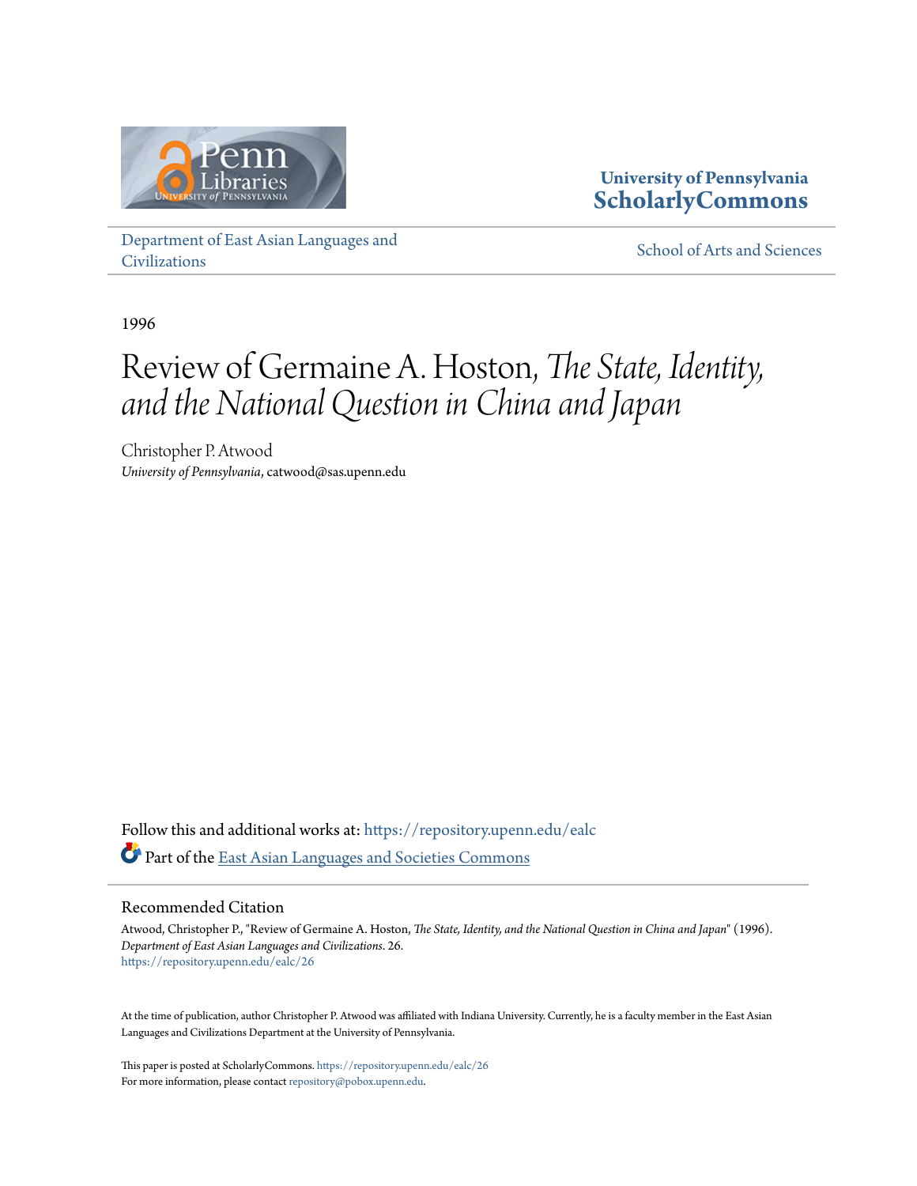University of Pennsylvania
**ScholarlyCommons**

Department of East Asian Languages and Civilizations

School of Arts and Sciences

1996

# Review of Germaine A. Hoston, *The State, Identity, and the National Question in China and Japan*

Christopher P. Atwood
*University of Pennsylvania*, catwood@sas.upenn.edu

Follow this and additional works at: https://repository.upenn.edu/ealc

Part of the East Asian Languages and Societies Commons

## Recommended Citation

Atwood, Christopher P., "Review of Germaine A. Hoston, *The State, Identity, and the National Question in China and Japan*" (1996). *Department of East Asian Languages and Civilizations*. 26.
https://repository.upenn.edu/ealc/26

At the time of publication, author Christopher P. Atwood was affiliated with Indiana University. Currently, he is a faculty member in the East Asian Languages and Civilizations Department at the University of Pennsylvania.

This paper is posted at ScholarlyCommons. https://repository.upenn.edu/ealc/26
For more information, please contact repository@pobox.upenn.edu.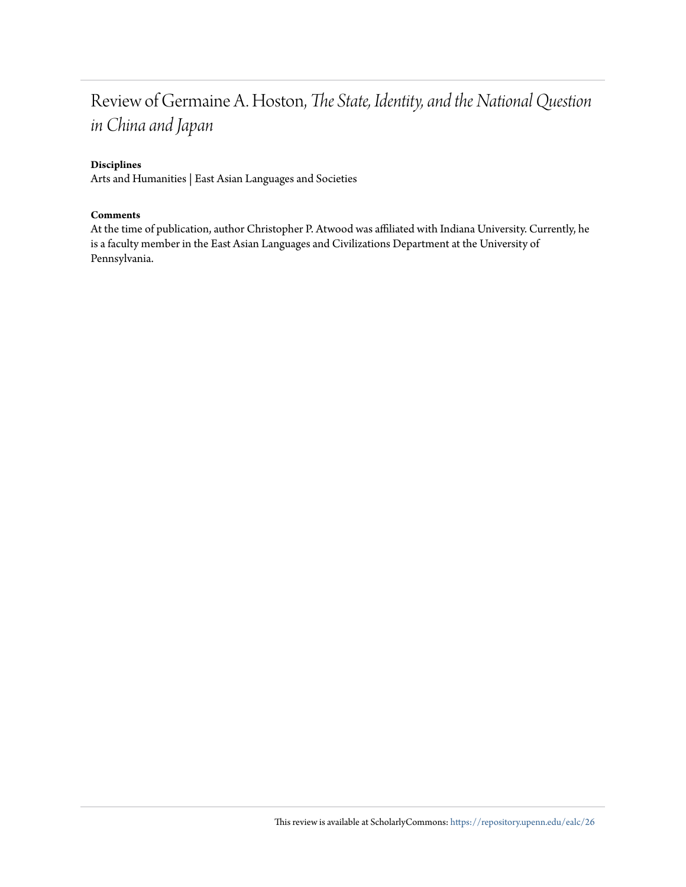# Review of Germaine A. Hoston, *The State, Identity, and the National Question in China and Japan*

**Disciplines**

Arts and Humanities | East Asian Languages and Societies

**Comments**

At the time of publication, author Christopher P. Atwood was affiliated with Indiana University. Currently, he is a faculty member in the East Asian Languages and Civilizations Department at the University of Pennsylvania.

This review is available at ScholarlyCommons: https://repository.upenn.edu/ealc/26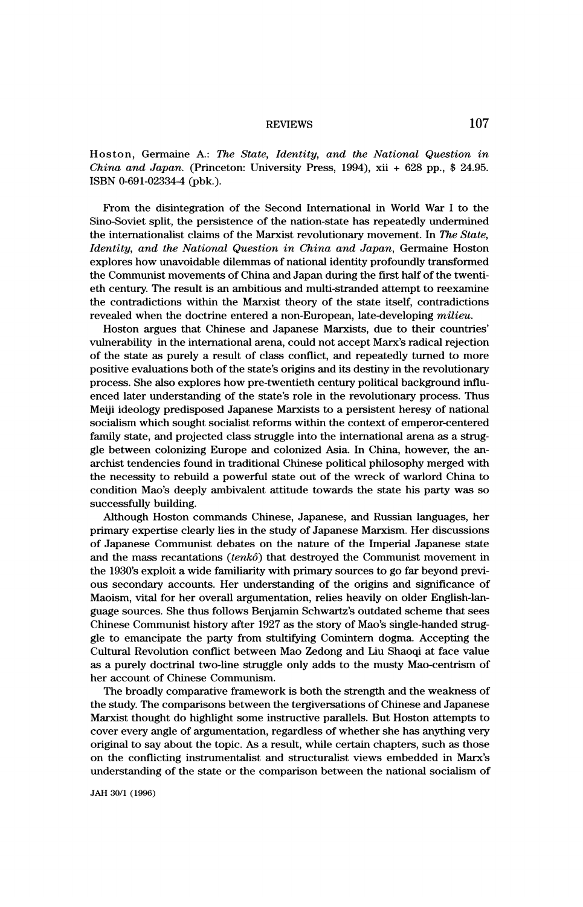Hoston, Germaine A.: *The State, Identity, and the National Question in China and Japan.* (Princeton: University Press, 1994), xii + 628 pp., $ 24.95. ISBN 0-691-02334-4 (pbk.).

From the disintegration of the Second International in World War I to the Sino-Soviet split, the persistence of the nation-state has repeatedly undermined the internationalist claims of the Marxist revolutionary movement. In *The State, Identity, and the National Question in China and Japan*, Germaine Hoston explores how unavoidable dilemmas of national identity profoundly transformed the Communist movements of China and Japan during the first half of the twentieth century. The result is an ambitious and multi-stranded attempt to reexamine the contradictions within the Marxist theory of the state itself, contradictions revealed when the doctrine entered a non-European, late-developing *milieu*.

Hoston argues that Chinese and Japanese Marxists, due to their countries' vulnerability in the international arena, could not accept Marx's radical rejection of the state as purely a result of class conflict, and repeatedly turned to more positive evaluations both of the state's origins and its destiny in the revolutionary process. She also explores how pre-twentieth century political background influenced later understanding of the state's role in the revolutionary process. Thus Meiji ideology predisposed Japanese Marxists to a persistent heresy of national socialism which sought socialist reforms within the context of emperor-centered family state, and projected class struggle into the international arena as a struggle between colonizing Europe and colonized Asia. In China, however, the anarchist tendencies found in traditional Chinese political philosophy merged with the necessity to rebuild a powerful state out of the wreck of warlord China to condition Mao's deeply ambivalent attitude towards the state his party was so successfully building.

Although Hoston commands Chinese, Japanese, and Russian languages, her primary expertise clearly lies in the study of Japanese Marxism. Her discussions of Japanese Communist debates on the nature of the Imperial Japanese state and the mass recantations (*tenkô*) that destroyed the Communist movement in the 1930's exploit a wide familiarity with primary sources to go far beyond previous secondary accounts. Her understanding of the origins and significance of Maoism, vital for her overall argumentation, relies heavily on older English-language sources. She thus follows Benjamin Schwartz's outdated scheme that sees Chinese Communist history after 1927 as the story of Mao's single-handed struggle to emancipate the party from stultifying Comintern dogma. Accepting the Cultural Revolution conflict between Mao Zedong and Liu Shaoqi at face value as a purely doctrinal two-line struggle only adds to the musty Mao-centrism of her account of Chinese Communism.

The broadly comparative framework is both the strength and the weakness of the study. The comparisons between the tergiversations of Chinese and Japanese Marxist thought do highlight some instructive parallels. But Hoston attempts to cover every angle of argumentation, regardless of whether she has anything very original to say about the topic. As a result, while certain chapters, such as those on the conflicting instrumentalist and structuralist views embedded in Marx's understanding of the state or the comparison between the national socialism of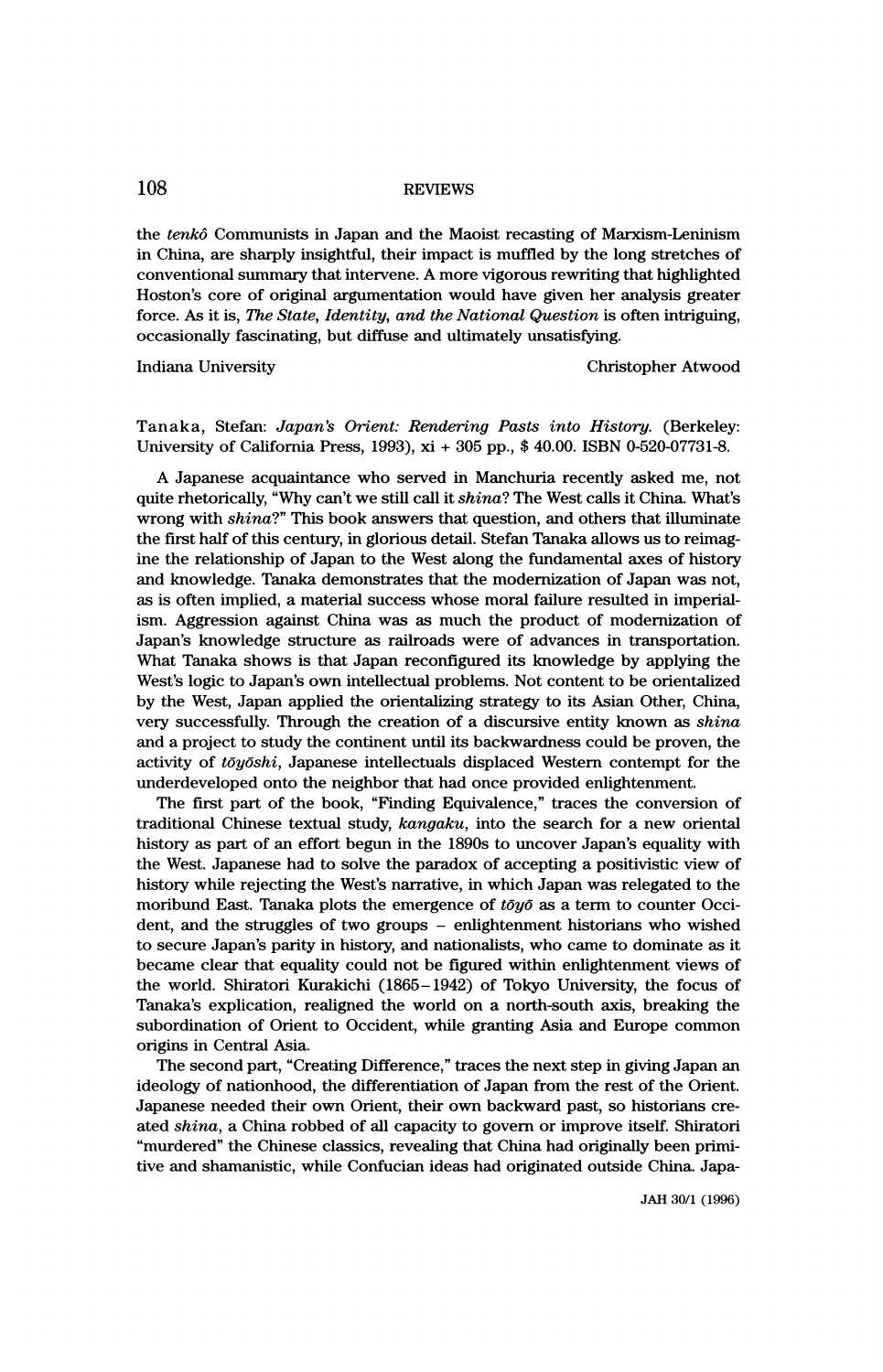the *tenkô* Communists in Japan and the Maoist recasting of Marxism-Leninism in China, are sharply insightful, their impact is muffled by the long stretches of conventional summary that intervene. A more vigorous rewriting that highlighted Hoston's core of original argumentation would have given her analysis greater force. As it is, *The State, Identity, and the National Question* is often intriguing, occasionally fascinating, but diffuse and ultimately unsatisfying.

Indiana University — Christopher Atwood

Tanaka, Stefan: *Japan's Orient: Rendering Pasts into History.* (Berkeley: University of California Press, 1993), xi + 305 pp., $ 40.00. ISBN 0-520-07731-8.

A Japanese acquaintance who served in Manchuria recently asked me, not quite rhetorically, "Why can't we still call it *shina*? The West calls it China. What's wrong with *shina*?" This book answers that question, and others that illuminate the first half of this century, in glorious detail. Stefan Tanaka allows us to reimagine the relationship of Japan to the West along the fundamental axes of history and knowledge. Tanaka demonstrates that the modernization of Japan was not, as is often implied, a material success whose moral failure resulted in imperialism. Aggression against China was as much the product of modernization of Japan's knowledge structure as railroads were of advances in transportation. What Tanaka shows is that Japan reconfigured its knowledge by applying the West's logic to Japan's own intellectual problems. Not content to be orientalized by the West, Japan applied the orientalizing strategy to its Asian Other, China, very successfully. Through the creation of a discursive entity known as *shina* and a project to study the continent until its backwardness could be proven, the activity of *tōyōshi*, Japanese intellectuals displaced Western contempt for the underdeveloped onto the neighbor that had once provided enlightenment.

The first part of the book, "Finding Equivalence," traces the conversion of traditional Chinese textual study, *kangaku*, into the search for a new oriental history as part of an effort begun in the 1890s to uncover Japan's equality with the West. Japanese had to solve the paradox of accepting a positivistic view of history while rejecting the West's narrative, in which Japan was relegated to the moribund East. Tanaka plots the emergence of *tōyō* as a term to counter Occident, and the struggles of two groups – enlightenment historians who wished to secure Japan's parity in history, and nationalists, who came to dominate as it became clear that equality could not be figured within enlightenment views of the world. Shiratori Kurakichi (1865–1942) of Tokyo University, the focus of Tanaka's explication, realigned the world on a north-south axis, breaking the subordination of Orient to Occident, while granting Asia and Europe common origins in Central Asia.

The second part, "Creating Difference," traces the next step in giving Japan an ideology of nationhood, the differentiation of Japan from the rest of the Orient. Japanese needed their own Orient, their own backward past, so historians created *shina*, a China robbed of all capacity to govern or improve itself. Shiratori "murdered" the Chinese classics, revealing that China had originally been primitive and shamanistic, while Confucian ideas had originated outside China. Japa-